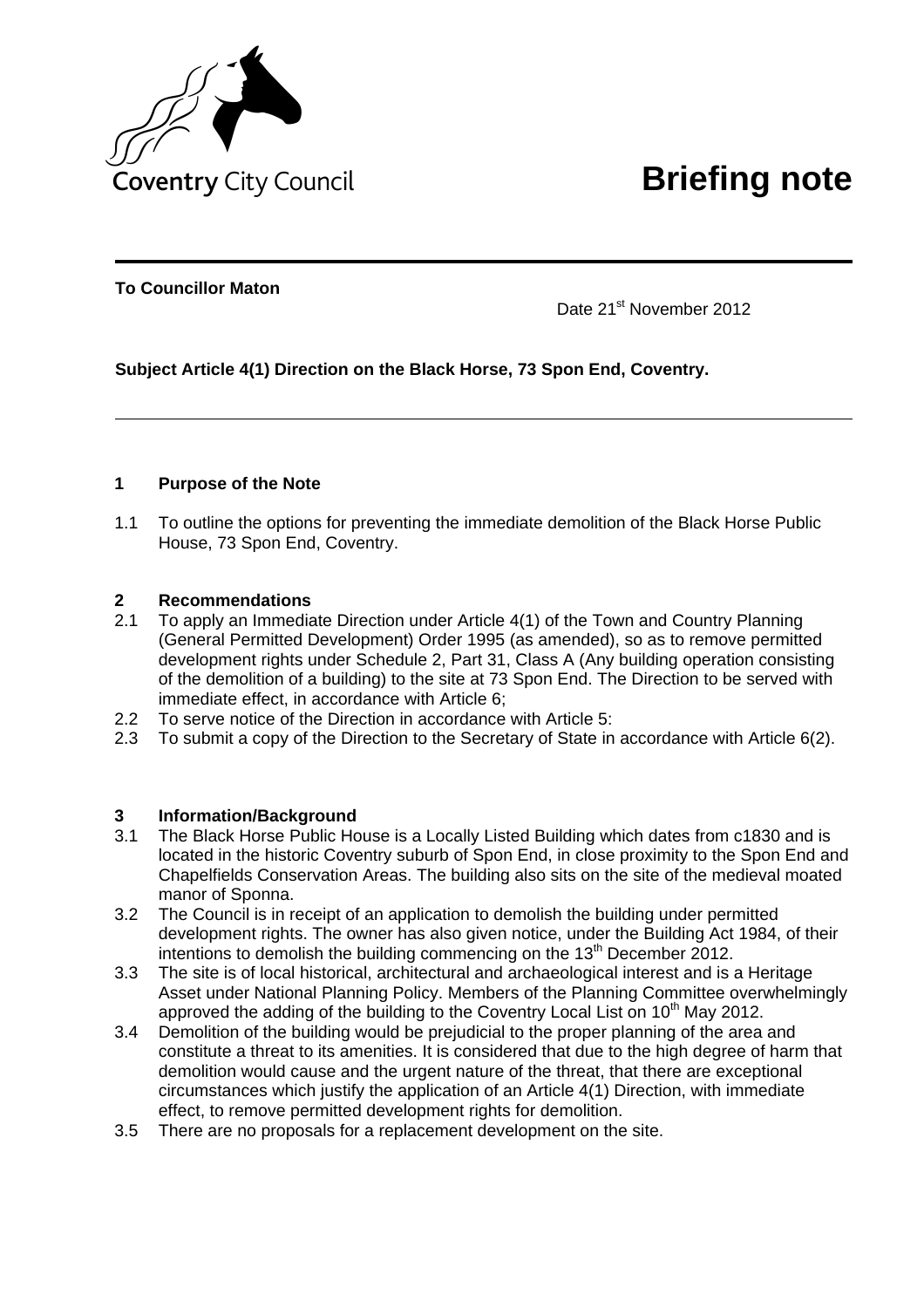Coventry City Council

# Briefing note

**To Councillor Maton**

Date 21st November 2012

**Subject Article 4(1) Direction on the Black Horse, 73 Spon End, Coventry.**

---

## 1 Purpose of the Note

1.1 To outline the options for preventing the immediate demolition of the Black Horse Public House, 73 Spon End, Coventry.

## 2 Recommendations

2.1 To apply an Immediate Direction under Article 4(1) of the Town and Country Planning (General Permitted Development) Order 1995 (as amended), so as to remove permitted development rights under Schedule 2, Part 31, Class A (Any building operation consisting of the demolition of a building) to the site at 73 Spon End. The Direction to be served with immediate effect, in accordance with Article 6;

2.2 To serve notice of the Direction in accordance with Article 5:

2.3 To submit a copy of the Direction to the Secretary of State in accordance with Article 6(2).

## 3 Information/Background

3.1 The Black Horse Public House is a Locally Listed Building which dates from c1830 and is located in the historic Coventry suburb of Spon End, in close proximity to the Spon End and Chapelfields Conservation Areas. The building also sits on the site of the medieval moated manor of Sponna.

3.2 The Council is in receipt of an application to demolish the building under permitted development rights. The owner has also given notice, under the Building Act 1984, of their intentions to demolish the building commencing on the 13th December 2012.

3.3 The site is of local historical, architectural and archaeological interest and is a Heritage Asset under National Planning Policy. Members of the Planning Committee overwhelmingly approved the adding of the building to the Coventry Local List on 10th May 2012.

3.4 Demolition of the building would be prejudicial to the proper planning of the area and constitute a threat to its amenities. It is considered that due to the high degree of harm that demolition would cause and the urgent nature of the threat, that there are exceptional circumstances which justify the application of an Article 4(1) Direction, with immediate effect, to remove permitted development rights for demolition.

3.5 There are no proposals for a replacement development on the site.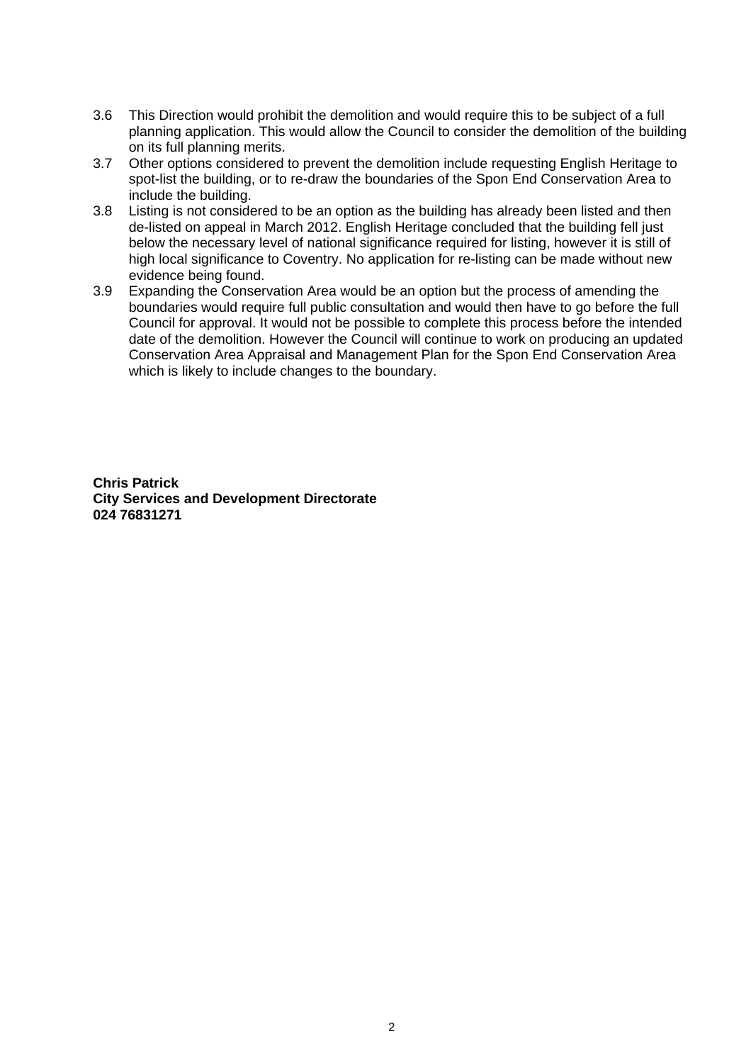3.6 This Direction would prohibit the demolition and would require this to be subject of a full planning application. This would allow the Council to consider the demolition of the building on its full planning merits.

3.7 Other options considered to prevent the demolition include requesting English Heritage to spot-list the building, or to re-draw the boundaries of the Spon End Conservation Area to include the building.

3.8 Listing is not considered to be an option as the building has already been listed and then de-listed on appeal in March 2012. English Heritage concluded that the building fell just below the necessary level of national significance required for listing, however it is still of high local significance to Coventry. No application for re-listing can be made without new evidence being found.

3.9 Expanding the Conservation Area would be an option but the process of amending the boundaries would require full public consultation and would then have to go before the full Council for approval. It would not be possible to complete this process before the intended date of the demolition. However the Council will continue to work on producing an updated Conservation Area Appraisal and Management Plan for the Spon End Conservation Area which is likely to include changes to the boundary.

**Chris Patrick**
**City Services and Development Directorate**
**024 76831271**